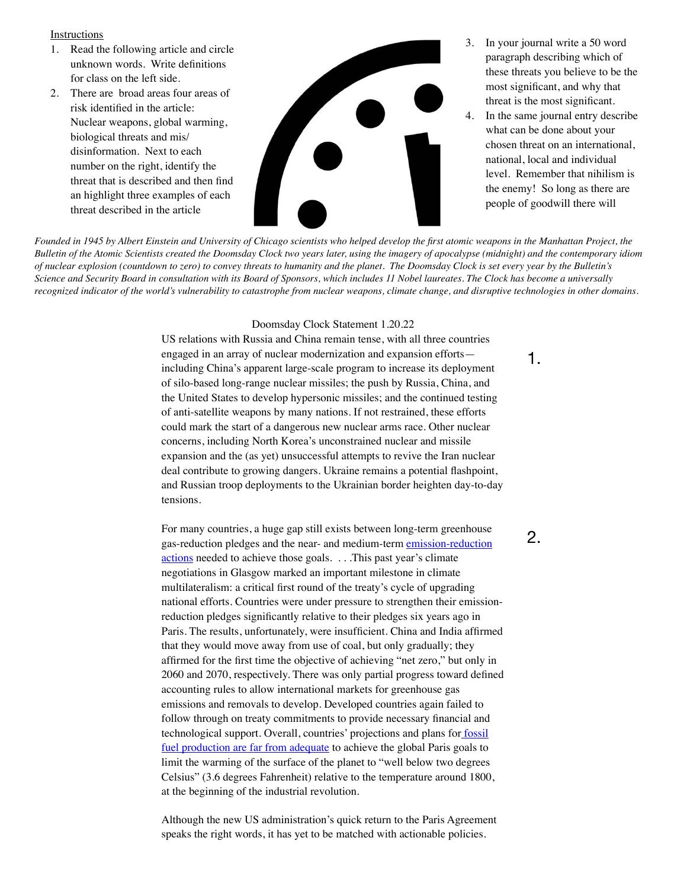Instructions

1. Read the following article and circle unknown words. Write definitions for class on the left side.
2. There are broad areas four areas of risk identified in the article: Nuclear weapons, global warming, biological threats and mis/disinformation. Next to each number on the right, identify the threat that is described and then find an highlight three examples of each threat described in the article
3. In your journal write a 50 word paragraph describing which of these threats you believe to be the most significant, and why that threat is the most significant.
4. In the same journal entry describe what can be done about your chosen threat on an international, national, local and individual level. Remember that nihilism is the enemy! So long as there are people of goodwill there will

*Founded in 1945 by Albert Einstein and University of Chicago scientists who helped develop the first atomic weapons in the Manhattan Project, the Bulletin of the Atomic Scientists created the Doomsday Clock two years later, using the imagery of apocalypse (midnight) and the contemporary idiom of nuclear explosion (countdown to zero) to convey threats to humanity and the planet. The Doomsday Clock is set every year by the Bulletin's Science and Security Board in consultation with its Board of Sponsors, which includes 11 Nobel laureates. The Clock has become a universally recognized indicator of the world's vulnerability to catastrophe from nuclear weapons, climate change, and disruptive technologies in other domains.*

Doomsday Clock Statement 1.20.22

US relations with Russia and China remain tense, with all three countries engaged in an array of nuclear modernization and expansion efforts—including China's apparent large-scale program to increase its deployment of silo-based long-range nuclear missiles; the push by Russia, China, and the United States to develop hypersonic missiles; and the continued testing of anti-satellite weapons by many nations. If not restrained, these efforts could mark the start of a dangerous new nuclear arms race. Other nuclear concerns, including North Korea's unconstrained nuclear and missile expansion and the (as yet) unsuccessful attempts to revive the Iran nuclear deal contribute to growing dangers. Ukraine remains a potential flashpoint, and Russian troop deployments to the Ukrainian border heighten day-to-day tensions.

1.

For many countries, a huge gap still exists between long-term greenhouse gas-reduction pledges and the near- and medium-term emission-reduction actions needed to achieve those goals. . . .This past year's climate negotiations in Glasgow marked an important milestone in climate multilateralism: a critical first round of the treaty's cycle of upgrading national efforts. Countries were under pressure to strengthen their emission-reduction pledges significantly relative to their pledges six years ago in Paris. The results, unfortunately, were insufficient. China and India affirmed that they would move away from use of coal, but only gradually; they affirmed for the first time the objective of achieving "net zero," but only in 2060 and 2070, respectively. There was only partial progress toward defined accounting rules to allow international markets for greenhouse gas emissions and removals to develop. Developed countries again failed to follow through on treaty commitments to provide necessary financial and technological support. Overall, countries' projections and plans for fossil fuel production are far from adequate to achieve the global Paris goals to limit the warming of the surface of the planet to "well below two degrees Celsius" (3.6 degrees Fahrenheit) relative to the temperature around 1800, at the beginning of the industrial revolution.

2.

Although the new US administration's quick return to the Paris Agreement speaks the right words, it has yet to be matched with actionable policies.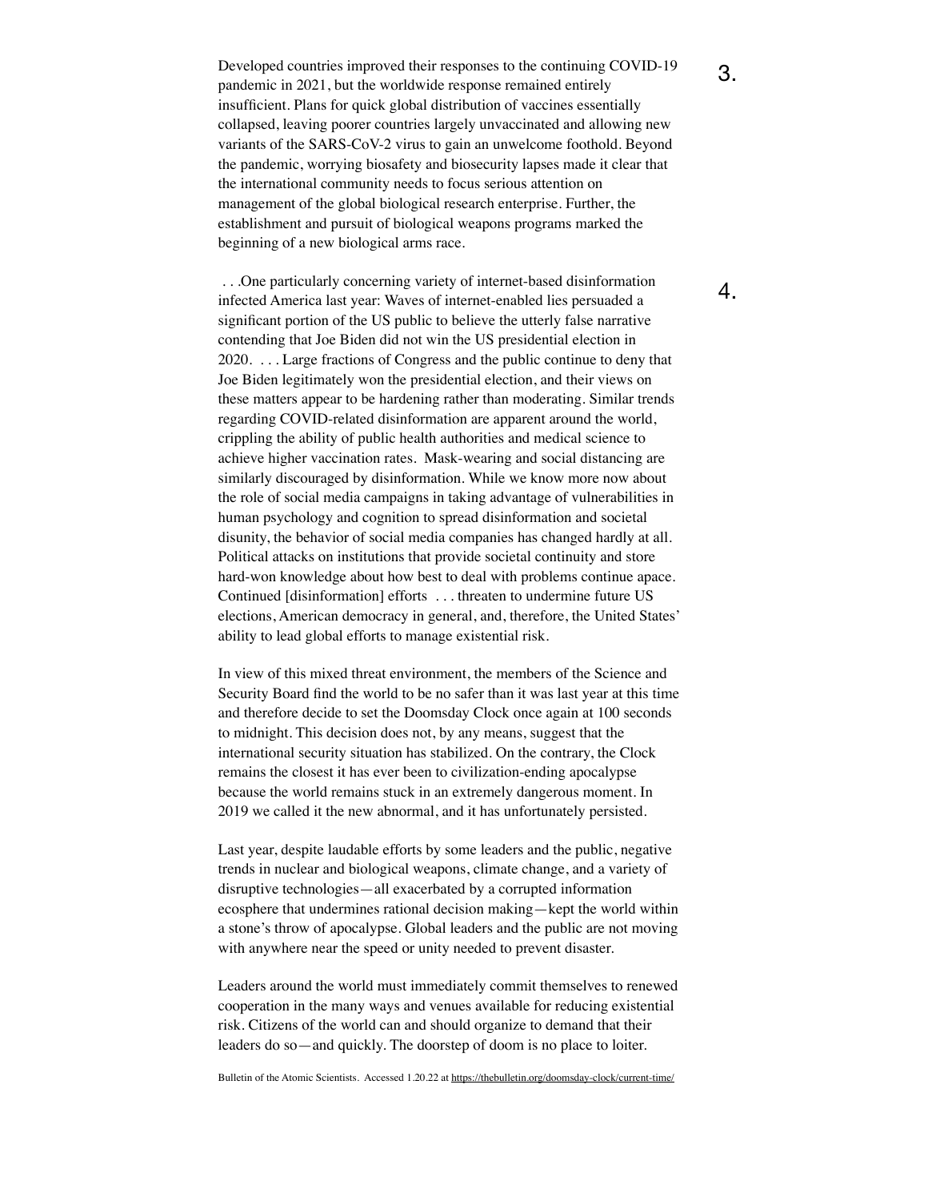3.

Developed countries improved their responses to the continuing COVID-19 pandemic in 2021, but the worldwide response remained entirely insufficient. Plans for quick global distribution of vaccines essentially collapsed, leaving poorer countries largely unvaccinated and allowing new variants of the SARS-CoV-2 virus to gain an unwelcome foothold. Beyond the pandemic, worrying biosafety and biosecurity lapses made it clear that the international community needs to focus serious attention on management of the global biological research enterprise. Further, the establishment and pursuit of biological weapons programs marked the beginning of a new biological arms race.

4.

. . .One particularly concerning variety of internet-based disinformation infected America last year: Waves of internet-enabled lies persuaded a significant portion of the US public to believe the utterly false narrative contending that Joe Biden did not win the US presidential election in 2020. . . . Large fractions of Congress and the public continue to deny that Joe Biden legitimately won the presidential election, and their views on these matters appear to be hardening rather than moderating. Similar trends regarding COVID-related disinformation are apparent around the world, crippling the ability of public health authorities and medical science to achieve higher vaccination rates. Mask-wearing and social distancing are similarly discouraged by disinformation. While we know more now about the role of social media campaigns in taking advantage of vulnerabilities in human psychology and cognition to spread disinformation and societal disunity, the behavior of social media companies has changed hardly at all. Political attacks on institutions that provide societal continuity and store hard-won knowledge about how best to deal with problems continue apace. Continued [disinformation] efforts . . . threaten to undermine future US elections, American democracy in general, and, therefore, the United States' ability to lead global efforts to manage existential risk.

In view of this mixed threat environment, the members of the Science and Security Board find the world to be no safer than it was last year at this time and therefore decide to set the Doomsday Clock once again at 100 seconds to midnight. This decision does not, by any means, suggest that the international security situation has stabilized. On the contrary, the Clock remains the closest it has ever been to civilization-ending apocalypse because the world remains stuck in an extremely dangerous moment. In 2019 we called it the new abnormal, and it has unfortunately persisted.

Last year, despite laudable efforts by some leaders and the public, negative trends in nuclear and biological weapons, climate change, and a variety of disruptive technologies—all exacerbated by a corrupted information ecosphere that undermines rational decision making—kept the world within a stone's throw of apocalypse. Global leaders and the public are not moving with anywhere near the speed or unity needed to prevent disaster.

Leaders around the world must immediately commit themselves to renewed cooperation in the many ways and venues available for reducing existential risk. Citizens of the world can and should organize to demand that their leaders do so—and quickly. The doorstep of doom is no place to loiter.

Bulletin of the Atomic Scientists. Accessed 1.20.22 at https://thebulletin.org/doomsday-clock/current-time/